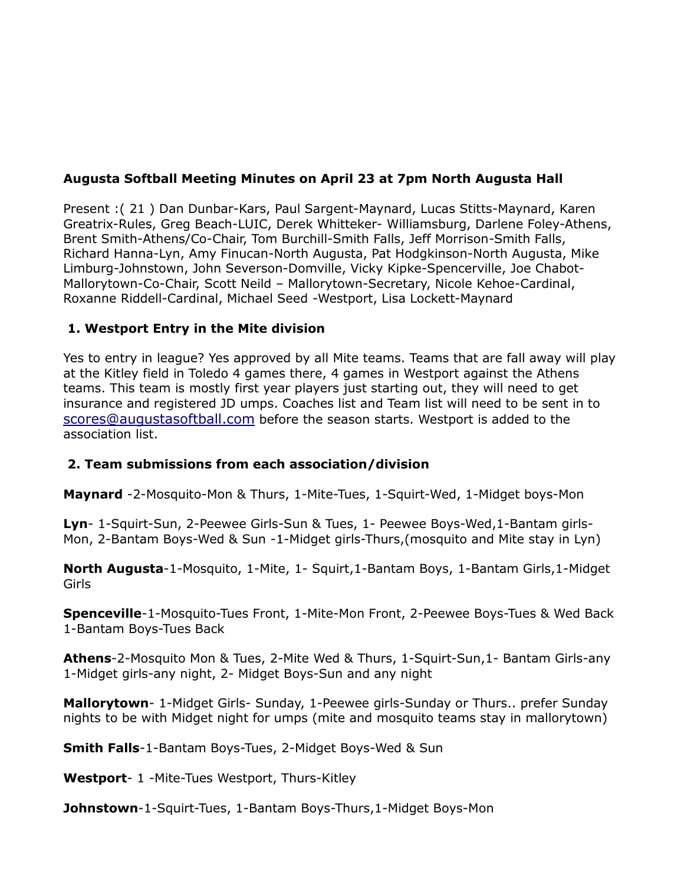**Augusta Softball Meeting Minutes on April 23 at 7pm North Augusta Hall**

Present :( 21 ) Dan Dunbar-Kars, Paul Sargent-Maynard, Lucas Stitts-Maynard, Karen Greatrix-Rules, Greg Beach-LUIC, Derek Whitteker- Williamsburg, Darlene Foley-Athens, Brent Smith-Athens/Co-Chair, Tom Burchill-Smith Falls, Jeff Morrison-Smith Falls, Richard Hanna-Lyn, Amy Finucan-North Augusta, Pat Hodgkinson-North Augusta, Mike Limburg-Johnstown, John Severson-Domville, Vicky Kipke-Spencerville, Joe Chabot-Mallorytown-Co-Chair, Scott Neild – Mallorytown-Secretary, Nicole Kehoe-Cardinal, Roxanne Riddell-Cardinal, Michael Seed -Westport, Lisa Lockett-Maynard

**1. Westport Entry in the Mite division**

Yes to entry in league? Yes approved by all Mite teams. Teams that are fall away will play at the Kitley field in Toledo 4 games there, 4 games in Westport against the Athens teams. This team is mostly first year players just starting out, they will need to get insurance and registered JD umps. Coaches list and Team list will need to be sent in to scores@augustasoftball.com before the season starts. Westport is added to the association list.

**2. Team submissions from each association/division**

**Maynard** -2-Mosquito-Mon & Thurs, 1-Mite-Tues, 1-Squirt-Wed, 1-Midget boys-Mon

**Lyn**- 1-Squirt-Sun, 2-Peewee Girls-Sun & Tues, 1- Peewee Boys-Wed,1-Bantam girls-Mon, 2-Bantam Boys-Wed & Sun -1-Midget girls-Thurs,(mosquito and Mite stay in Lyn)

**North Augusta**-1-Mosquito, 1-Mite, 1- Squirt,1-Bantam Boys, 1-Bantam Girls,1-Midget Girls

**Spenceville**-1-Mosquito-Tues Front, 1-Mite-Mon Front, 2-Peewee Boys-Tues & Wed Back 1-Bantam Boys-Tues Back

**Athens**-2-Mosquito Mon & Tues, 2-Mite Wed & Thurs, 1-Squirt-Sun,1- Bantam Girls-any 1-Midget girls-any night, 2- Midget Boys-Sun and any night

**Mallorytown**- 1-Midget Girls- Sunday, 1-Peewee girls-Sunday or Thurs.. prefer Sunday nights to be with Midget night for umps (mite and mosquito teams stay in mallorytown)

**Smith Falls**-1-Bantam Boys-Tues, 2-Midget Boys-Wed & Sun

**Westport**- 1 -Mite-Tues Westport, Thurs-Kitley

**Johnstown**-1-Squirt-Tues, 1-Bantam Boys-Thurs,1-Midget Boys-Mon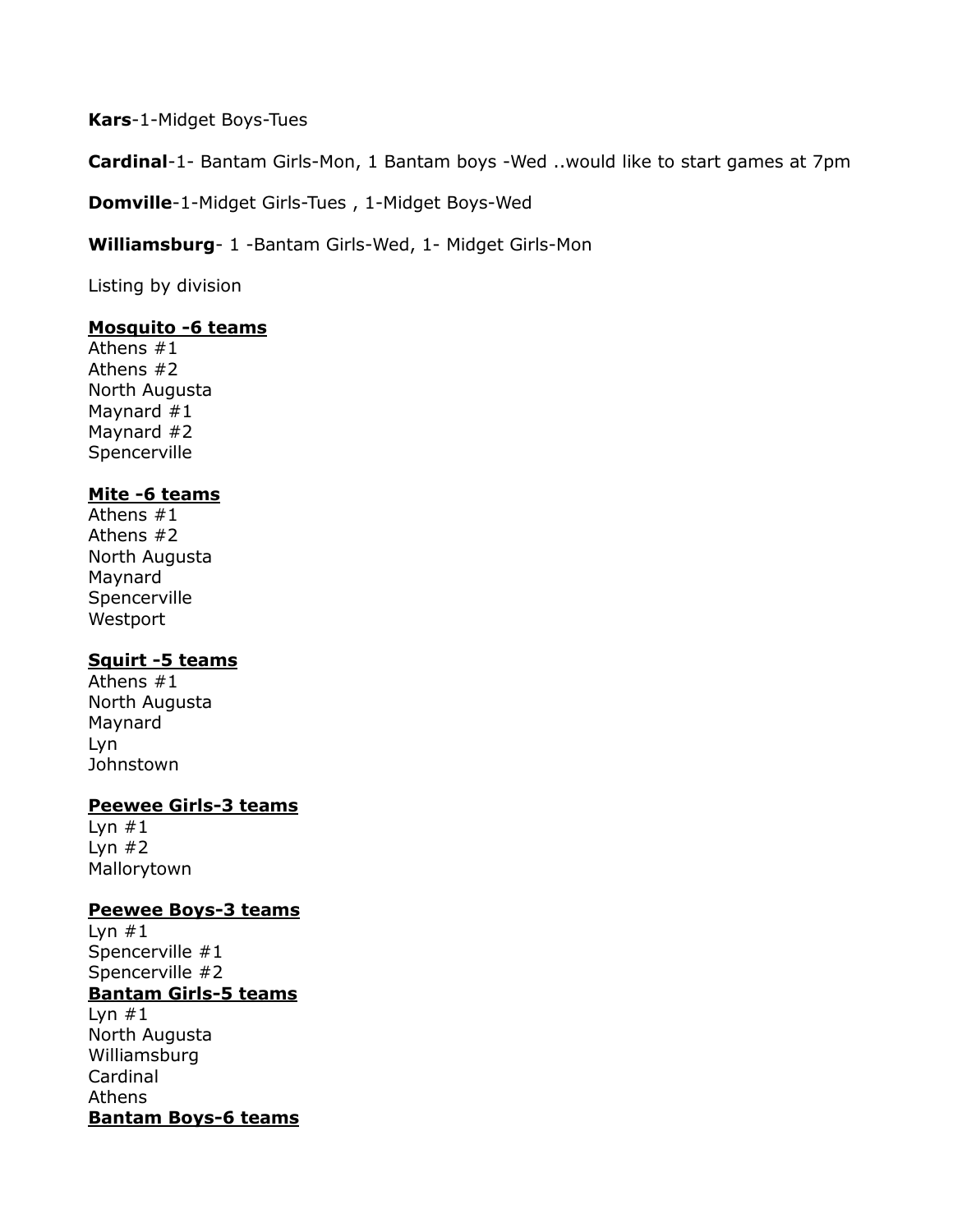**Kars**-1-Midget Boys-Tues

**Cardinal**-1- Bantam Girls-Mon, 1 Bantam boys -Wed ..would like to start games at 7pm

**Domville**-1-Midget Girls-Tues , 1-Midget Boys-Wed

**Williamsburg**- 1 -Bantam Girls-Wed, 1- Midget Girls-Mon

Listing by division

**<u>Mosquito -6 teams</u>**
Athens #1
Athens #2
North Augusta
Maynard #1
Maynard #2
Spencerville

**<u>Mite -6 teams</u>**
Athens #1
Athens #2
North Augusta
Maynard
Spencerville
Westport

**<u>Squirt -5 teams</u>**
Athens #1
North Augusta
Maynard
Lyn
Johnstown

**<u>Peewee Girls-3 teams</u>**
Lyn #1
Lyn #2
Mallorytown

**<u>Peewee Boys-3 teams</u>**
Lyn #1
Spencerville #1
Spencerville #2

**<u>Bantam Girls-5 teams</u>**
Lyn #1
North Augusta
Williamsburg
Cardinal
Athens

**<u>Bantam Boys-6 teams</u>**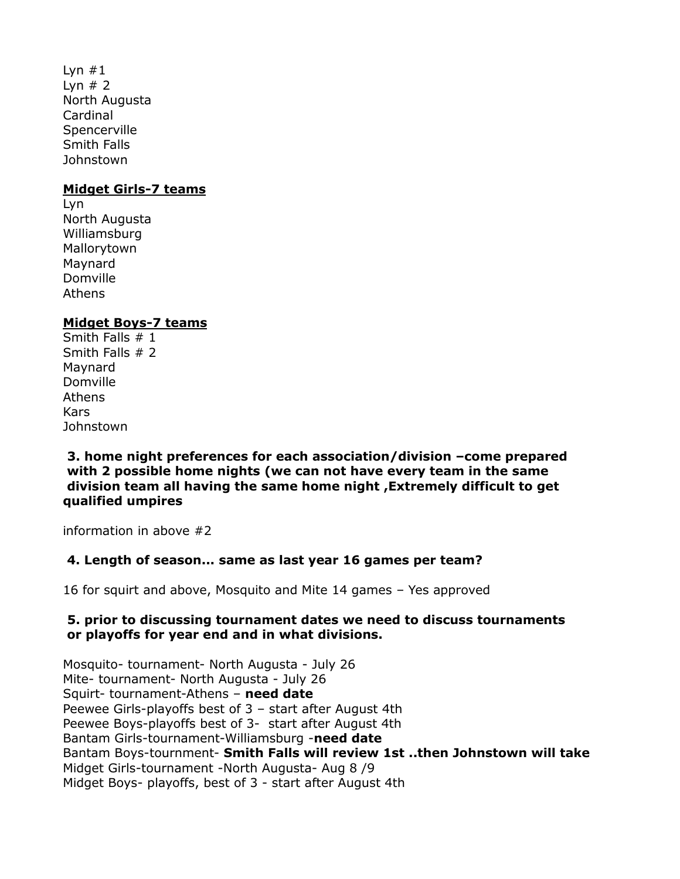Lyn #1
Lyn # 2
North Augusta
Cardinal
Spencerville
Smith Falls
Johnstown

**Midget Girls-7 teams**

Lyn
North Augusta
Williamsburg
Mallorytown
Maynard
Domville
Athens

**Midget Boys-7 teams**

Smith Falls # 1
Smith Falls # 2
Maynard
Domville
Athens
Kars
Johnstown

**3. home night preferences for each association/division –come prepared with 2 possible home nights (we can not have every team in the same division team all having the same home night ,Extremely difficult to get qualified umpires**

information in above #2

**4. Length of season... same as last year 16 games per team?**

16 for squirt and above, Mosquito and Mite 14 games – Yes approved

**5. prior to discussing tournament dates we need to discuss tournaments or playoffs for year end and in what divisions.**

Mosquito- tournament- North Augusta - July 26
Mite- tournament- North Augusta - July 26
Squirt- tournament-Athens – **need date**
Peewee Girls-playoffs best of 3 – start after August 4th
Peewee Boys-playoffs best of 3- start after August 4th
Bantam Girls-tournament-Williamsburg -**need date**
Bantam Boys-tournment- **Smith Falls will review 1st ..then Johnstown will take**
Midget Girls-tournament -North Augusta- Aug 8 /9
Midget Boys- playoffs, best of 3 - start after August 4th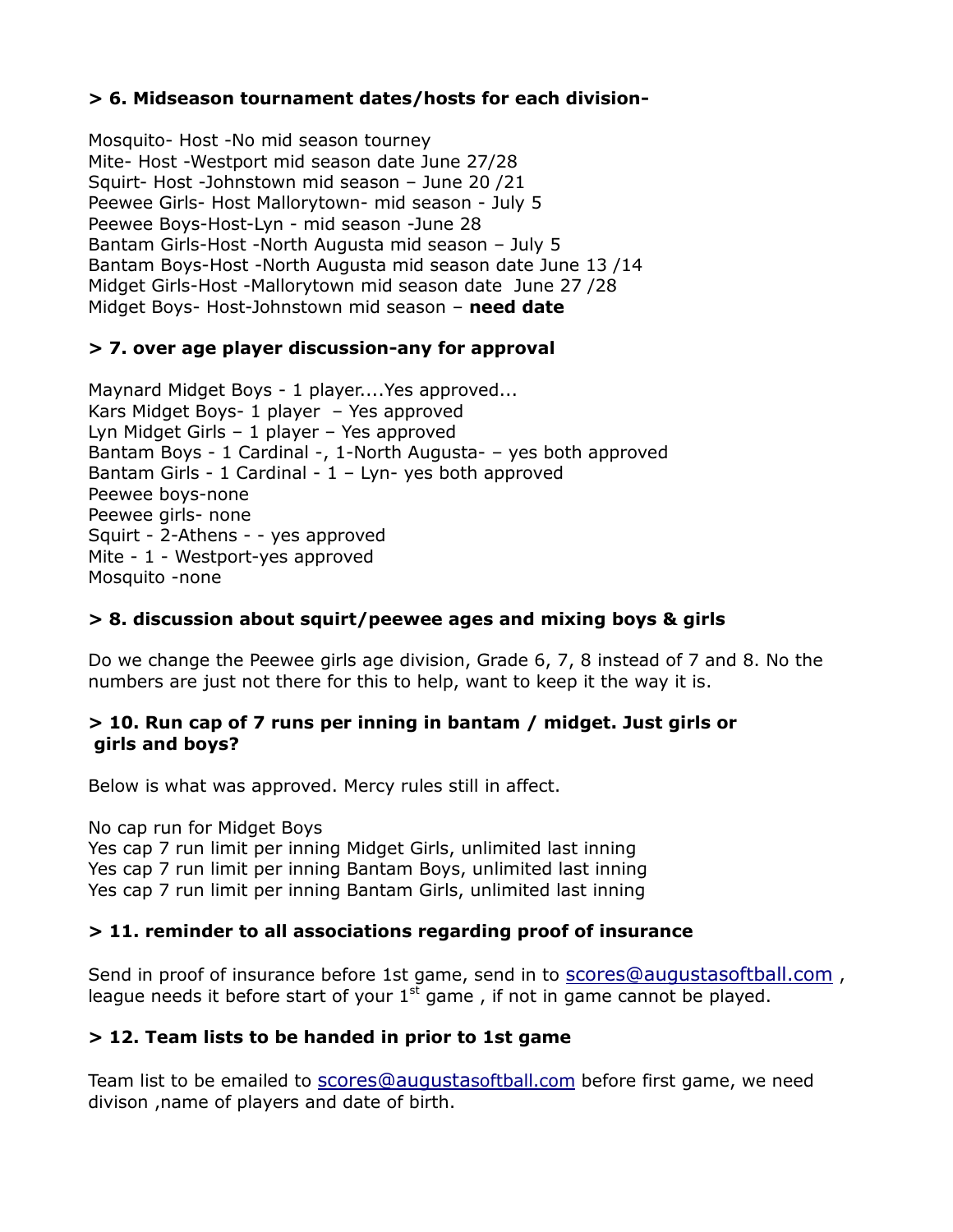**> 6. Midseason tournament dates/hosts for each division-**

Mosquito- Host -No mid season tourney
Mite- Host -Westport mid season date June 27/28
Squirt- Host -Johnstown mid season – June 20 /21
Peewee Girls- Host Mallorytown- mid season - July 5
Peewee Boys-Host-Lyn - mid season -June 28
Bantam Girls-Host -North Augusta mid season – July 5
Bantam Boys-Host -North Augusta mid season date June 13 /14
Midget Girls-Host -Mallorytown mid season date June 27 /28
Midget Boys- Host-Johnstown mid season – **need date**

**> 7. over age player discussion-any for approval**

Maynard Midget Boys - 1 player....Yes approved...
Kars Midget Boys- 1 player – Yes approved
Lyn Midget Girls – 1 player – Yes approved
Bantam Boys - 1 Cardinal -, 1-North Augusta- – yes both approved
Bantam Girls - 1 Cardinal - 1 – Lyn- yes both approved
Peewee boys-none
Peewee girls- none
Squirt - 2-Athens - - yes approved
Mite - 1 - Westport-yes approved
Mosquito -none

**> 8. discussion about squirt/peewee ages and mixing boys & girls**

Do we change the Peewee girls age division, Grade 6, 7, 8 instead of 7 and 8. No the numbers are just not there for this to help, want to keep it the way it is.

**> 10. Run cap of 7 runs per inning in bantam / midget. Just girls or girls and boys?**

Below is what was approved. Mercy rules still in affect.

No cap run for Midget Boys
Yes cap 7 run limit per inning Midget Girls, unlimited last inning
Yes cap 7 run limit per inning Bantam Boys, unlimited last inning
Yes cap 7 run limit per inning Bantam Girls, unlimited last inning

**> 11. reminder to all associations regarding proof of insurance**

Send in proof of insurance before 1st game, send in to scores@augustasoftball.com , league needs it before start of your 1st game , if not in game cannot be played.

**> 12. Team lists to be handed in prior to 1st game**

Team list to be emailed to scores@augustasoftball.com before first game, we need divison ,name of players and date of birth.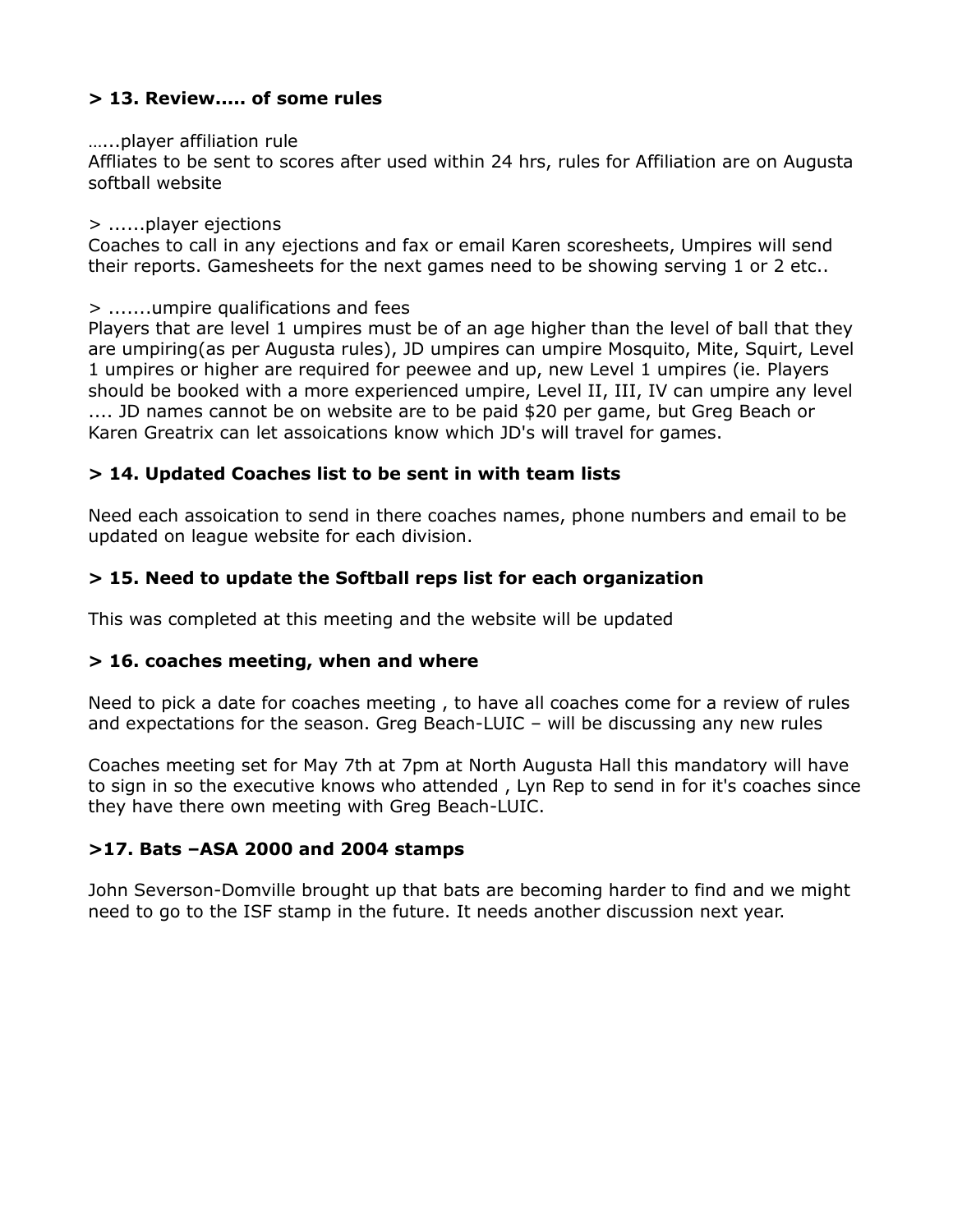**> 13. Review..... of some rules**

…...player affiliation rule
Affliates to be sent to scores after used within 24 hrs, rules for Affiliation are on Augusta softball website

> ......player ejections
Coaches to call in any ejections and fax or email Karen scoresheets, Umpires will send their reports. Gamesheets for the next games need to be showing serving 1 or 2 etc..

> .......umpire qualifications and fees
Players that are level 1 umpires must be of an age higher than the level of ball that they are umpiring(as per Augusta rules), JD umpires can umpire Mosquito, Mite, Squirt, Level 1 umpires or higher are required for peewee and up, new Level 1 umpires (ie. Players should be booked with a more experienced umpire, Level II, III, IV can umpire any level .... JD names cannot be on website are to be paid $20 per game, but Greg Beach or Karen Greatrix can let assoications know which JD's will travel for games.

**> 14. Updated Coaches list to be sent in with team lists**

Need each assoication to send in there coaches names, phone numbers and email to be updated on league website for each division.

**> 15. Need to update the Softball reps list for each organization**

This was completed at this meeting and the website will be updated

**> 16. coaches meeting, when and where**

Need to pick a date for coaches meeting , to have all coaches come for a review of rules and expectations for the season. Greg Beach-LUIC – will be discussing any new rules

Coaches meeting set for May 7th at 7pm at North Augusta Hall this mandatory will have to sign in so the executive knows who attended , Lyn Rep to send in for it's coaches since they have there own meeting with Greg Beach-LUIC.

**>17. Bats –ASA 2000 and 2004 stamps**

John Severson-Domville brought up that bats are becoming harder to find and we might need to go to the ISF stamp in the future. It needs another discussion next year.